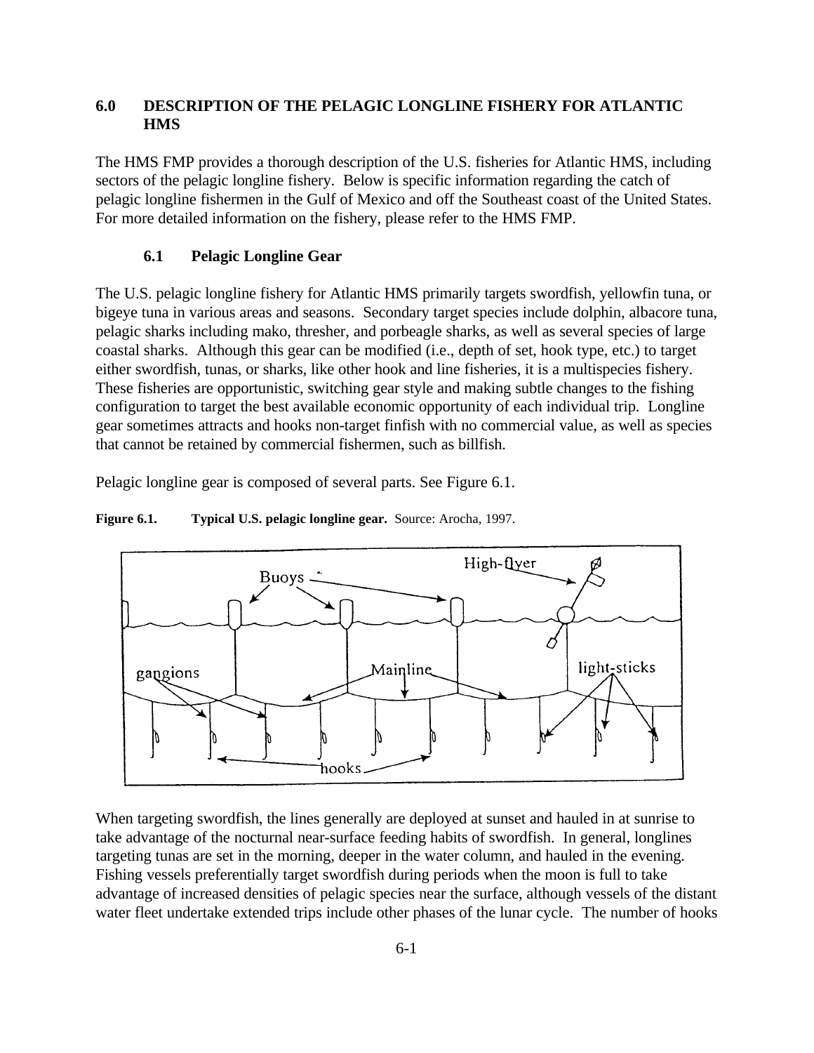# 6.0 DESCRIPTION OF THE PELAGIC LONGLINE FISHERY FOR ATLANTIC HMS

The HMS FMP provides a thorough description of the U.S. fisheries for Atlantic HMS, including sectors of the pelagic longline fishery. Below is specific information regarding the catch of pelagic longline fishermen in the Gulf of Mexico and off the Southeast coast of the United States. For more detailed information on the fishery, please refer to the HMS FMP.

## 6.1 Pelagic Longline Gear

The U.S. pelagic longline fishery for Atlantic HMS primarily targets swordfish, yellowfin tuna, or bigeye tuna in various areas and seasons. Secondary target species include dolphin, albacore tuna, pelagic sharks including mako, thresher, and porbeagle sharks, as well as several species of large coastal sharks. Although this gear can be modified (i.e., depth of set, hook type, etc.) to target either swordfish, tunas, or sharks, like other hook and line fisheries, it is a multispecies fishery. These fisheries are opportunistic, switching gear style and making subtle changes to the fishing configuration to target the best available economic opportunity of each individual trip. Longline gear sometimes attracts and hooks non-target finfish with no commercial value, as well as species that cannot be retained by commercial fishermen, such as billfish.

Pelagic longline gear is composed of several parts. See Figure 6.1.

**Figure 6.1. Typical U.S. pelagic longline gear.** Source: Arocha, 1997.

When targeting swordfish, the lines generally are deployed at sunset and hauled in at sunrise to take advantage of the nocturnal near-surface feeding habits of swordfish. In general, longlines targeting tunas are set in the morning, deeper in the water column, and hauled in the evening. Fishing vessels preferentially target swordfish during periods when the moon is full to take advantage of increased densities of pelagic species near the surface, although vessels of the distant water fleet undertake extended trips include other phases of the lunar cycle. The number of hooks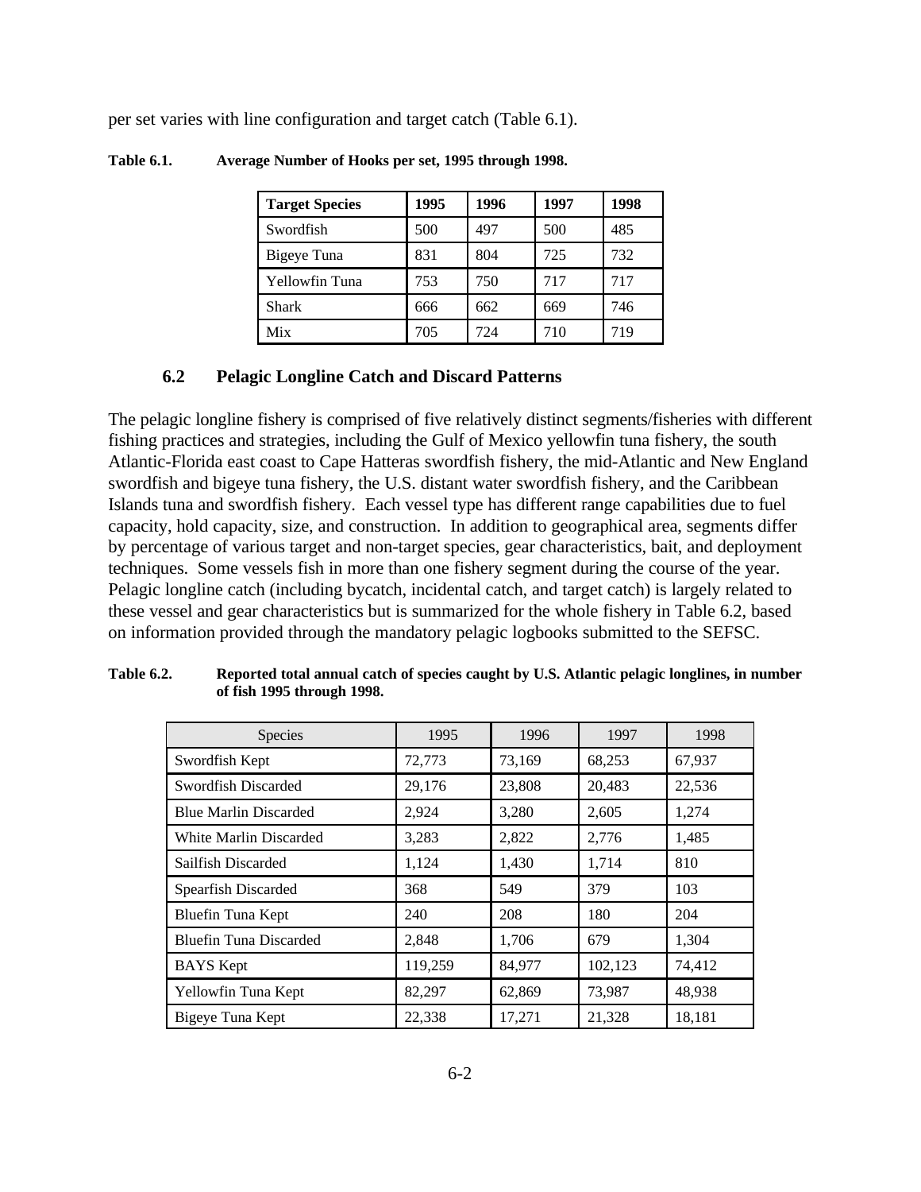per set varies with line configuration and target catch (Table 6.1).

**Table 6.1. Average Number of Hooks per set, 1995 through 1998.**

| Target Species | 1995 | 1996 | 1997 | 1998 |
|---|---|---|---|---|
| Swordfish | 500 | 497 | 500 | 485 |
| Bigeye Tuna | 831 | 804 | 725 | 732 |
| Yellowfin Tuna | 753 | 750 | 717 | 717 |
| Shark | 666 | 662 | 669 | 746 |
| Mix | 705 | 724 | 710 | 719 |

### 6.2 Pelagic Longline Catch and Discard Patterns

The pelagic longline fishery is comprised of five relatively distinct segments/fisheries with different fishing practices and strategies, including the Gulf of Mexico yellowfin tuna fishery, the south Atlantic-Florida east coast to Cape Hatteras swordfish fishery, the mid-Atlantic and New England swordfish and bigeye tuna fishery, the U.S. distant water swordfish fishery, and the Caribbean Islands tuna and swordfish fishery. Each vessel type has different range capabilities due to fuel capacity, hold capacity, size, and construction. In addition to geographical area, segments differ by percentage of various target and non-target species, gear characteristics, bait, and deployment techniques. Some vessels fish in more than one fishery segment during the course of the year. Pelagic longline catch (including bycatch, incidental catch, and target catch) is largely related to these vessel and gear characteristics but is summarized for the whole fishery in Table 6.2, based on information provided through the mandatory pelagic logbooks submitted to the SEFSC.

**Table 6.2. Reported total annual catch of species caught by U.S. Atlantic pelagic longlines, in number of fish 1995 through 1998.**

| Species | 1995 | 1996 | 1997 | 1998 |
|---|---|---|---|---|
| Swordfish Kept | 72,773 | 73,169 | 68,253 | 67,937 |
| Swordfish Discarded | 29,176 | 23,808 | 20,483 | 22,536 |
| Blue Marlin Discarded | 2,924 | 3,280 | 2,605 | 1,274 |
| White Marlin Discarded | 3,283 | 2,822 | 2,776 | 1,485 |
| Sailfish Discarded | 1,124 | 1,430 | 1,714 | 810 |
| Spearfish Discarded | 368 | 549 | 379 | 103 |
| Bluefin Tuna Kept | 240 | 208 | 180 | 204 |
| Bluefin Tuna Discarded | 2,848 | 1,706 | 679 | 1,304 |
| BAYS Kept | 119,259 | 84,977 | 102,123 | 74,412 |
| Yellowfin Tuna Kept | 82,297 | 62,869 | 73,987 | 48,938 |
| Bigeye Tuna Kept | 22,338 | 17,271 | 21,328 | 18,181 |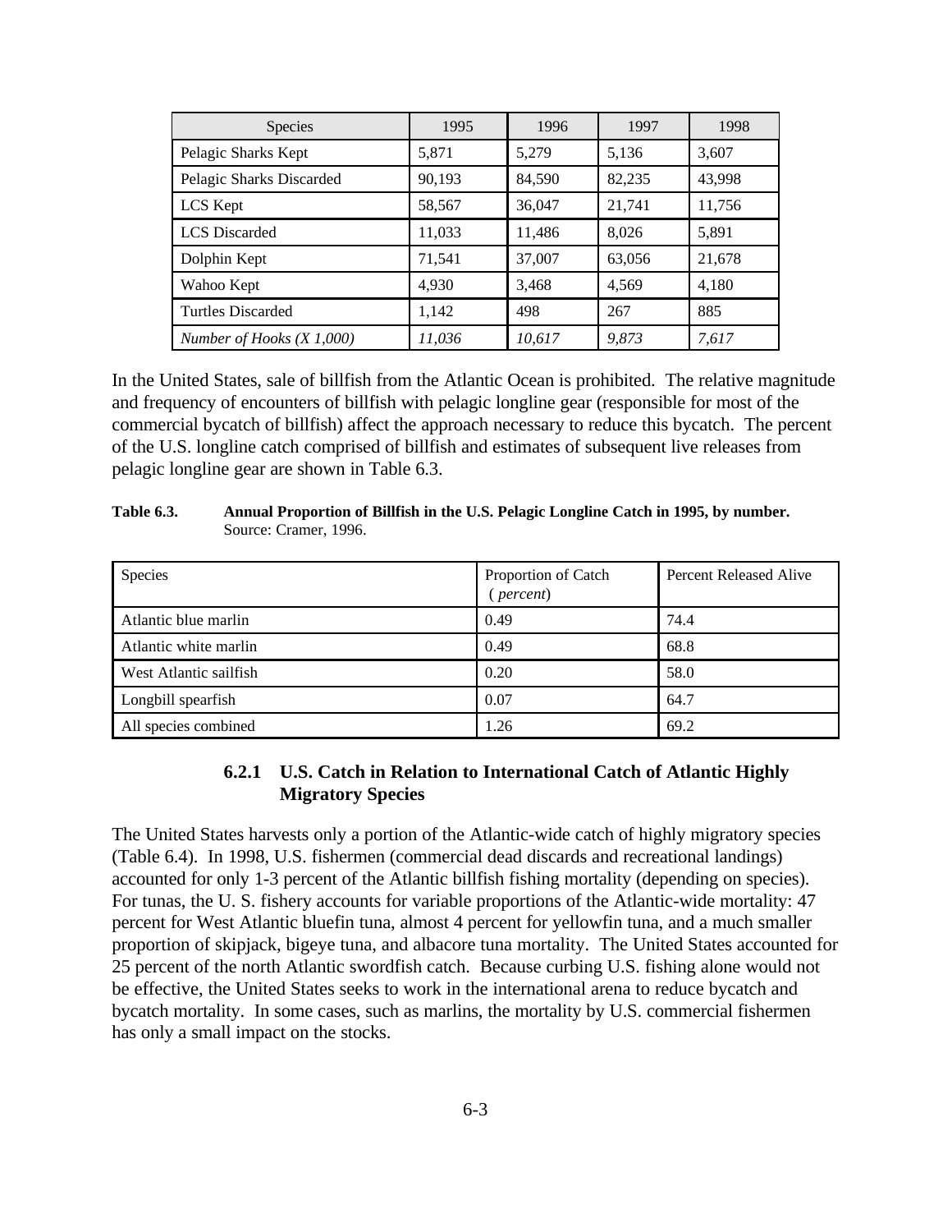| Species | 1995 | 1996 | 1997 | 1998 |
|---|---|---|---|---|
| Pelagic Sharks Kept | 5,871 | 5,279 | 5,136 | 3,607 |
| Pelagic Sharks Discarded | 90,193 | 84,590 | 82,235 | 43,998 |
| LCS Kept | 58,567 | 36,047 | 21,741 | 11,756 |
| LCS Discarded | 11,033 | 11,486 | 8,026 | 5,891 |
| Dolphin Kept | 71,541 | 37,007 | 63,056 | 21,678 |
| Wahoo Kept | 4,930 | 3,468 | 4,569 | 4,180 |
| Turtles Discarded | 1,142 | 498 | 267 | 885 |
| *Number of Hooks (X 1,000)* | *11,036* | *10,617* | *9,873* | *7,617* |

In the United States, sale of billfish from the Atlantic Ocean is prohibited. The relative magnitude and frequency of encounters of billfish with pelagic longline gear (responsible for most of the commercial bycatch of billfish) affect the approach necessary to reduce this bycatch. The percent of the U.S. longline catch comprised of billfish and estimates of subsequent live releases from pelagic longline gear are shown in Table 6.3.

**Table 6.3. Annual Proportion of Billfish in the U.S. Pelagic Longline Catch in 1995, by number.** Source: Cramer, 1996.

| Species | Proportion of Catch (*percent*) | Percent Released Alive |
|---|---|---|
| Atlantic blue marlin | 0.49 | 74.4 |
| Atlantic white marlin | 0.49 | 68.8 |
| West Atlantic sailfish | 0.20 | 58.0 |
| Longbill spearfish | 0.07 | 64.7 |
| All species combined | 1.26 | 69.2 |

### 6.2.1 U.S. Catch in Relation to International Catch of Atlantic Highly Migratory Species

The United States harvests only a portion of the Atlantic-wide catch of highly migratory species (Table 6.4). In 1998, U.S. fishermen (commercial dead discards and recreational landings) accounted for only 1-3 percent of the Atlantic billfish fishing mortality (depending on species). For tunas, the U. S. fishery accounts for variable proportions of the Atlantic-wide mortality: 47 percent for West Atlantic bluefin tuna, almost 4 percent for yellowfin tuna, and a much smaller proportion of skipjack, bigeye tuna, and albacore tuna mortality. The United States accounted for 25 percent of the north Atlantic swordfish catch. Because curbing U.S. fishing alone would not be effective, the United States seeks to work in the international arena to reduce bycatch and bycatch mortality. In some cases, such as marlins, the mortality by U.S. commercial fishermen has only a small impact on the stocks.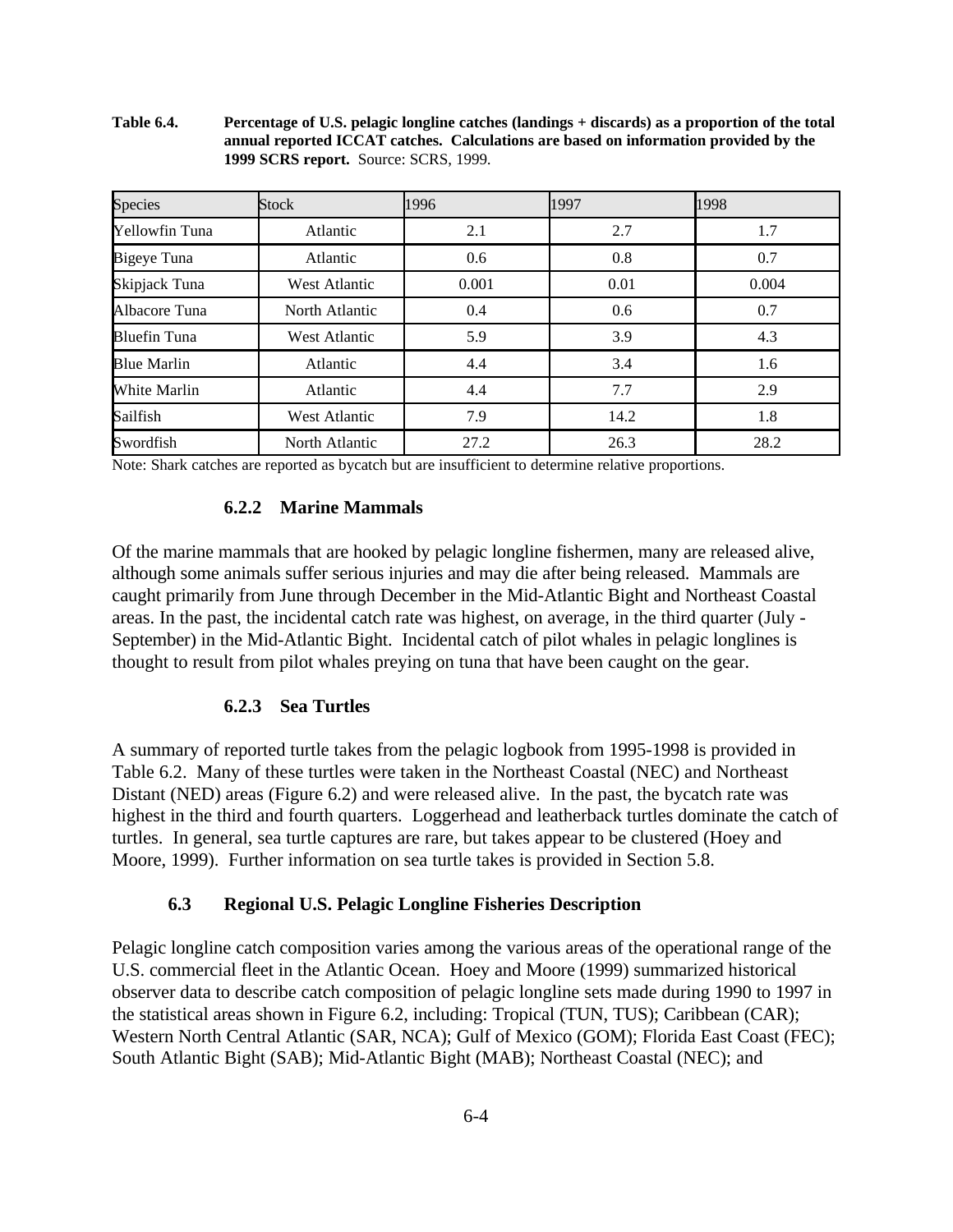**Table 6.4. Percentage of U.S. pelagic longline catches (landings + discards) as a proportion of the total annual reported ICCAT catches. Calculations are based on information provided by the 1999 SCRS report.** Source: SCRS, 1999.

| Species | Stock | 1996 | 1997 | 1998 |
|---|---|---|---|---|
| Yellowfin Tuna | Atlantic | 2.1 | 2.7 | 1.7 |
| Bigeye Tuna | Atlantic | 0.6 | 0.8 | 0.7 |
| Skipjack Tuna | West Atlantic | 0.001 | 0.01 | 0.004 |
| Albacore Tuna | North Atlantic | 0.4 | 0.6 | 0.7 |
| Bluefin Tuna | West Atlantic | 5.9 | 3.9 | 4.3 |
| Blue Marlin | Atlantic | 4.4 | 3.4 | 1.6 |
| White Marlin | Atlantic | 4.4 | 7.7 | 2.9 |
| Sailfish | West Atlantic | 7.9 | 14.2 | 1.8 |
| Swordfish | North Atlantic | 27.2 | 26.3 | 28.2 |

Note: Shark catches are reported as bycatch but are insufficient to determine relative proportions.

### 6.2.2 Marine Mammals

Of the marine mammals that are hooked by pelagic longline fishermen, many are released alive, although some animals suffer serious injuries and may die after being released. Mammals are caught primarily from June through December in the Mid-Atlantic Bight and Northeast Coastal areas. In the past, the incidental catch rate was highest, on average, in the third quarter (July - September) in the Mid-Atlantic Bight. Incidental catch of pilot whales in pelagic longlines is thought to result from pilot whales preying on tuna that have been caught on the gear.

### 6.2.3 Sea Turtles

A summary of reported turtle takes from the pelagic logbook from 1995-1998 is provided in Table 6.2. Many of these turtles were taken in the Northeast Coastal (NEC) and Northeast Distant (NED) areas (Figure 6.2) and were released alive. In the past, the bycatch rate was highest in the third and fourth quarters. Loggerhead and leatherback turtles dominate the catch of turtles. In general, sea turtle captures are rare, but takes appear to be clustered (Hoey and Moore, 1999). Further information on sea turtle takes is provided in Section 5.8.

## 6.3 Regional U.S. Pelagic Longline Fisheries Description

Pelagic longline catch composition varies among the various areas of the operational range of the U.S. commercial fleet in the Atlantic Ocean. Hoey and Moore (1999) summarized historical observer data to describe catch composition of pelagic longline sets made during 1990 to 1997 in the statistical areas shown in Figure 6.2, including: Tropical (TUN, TUS); Caribbean (CAR); Western North Central Atlantic (SAR, NCA); Gulf of Mexico (GOM); Florida East Coast (FEC); South Atlantic Bight (SAB); Mid-Atlantic Bight (MAB); Northeast Coastal (NEC); and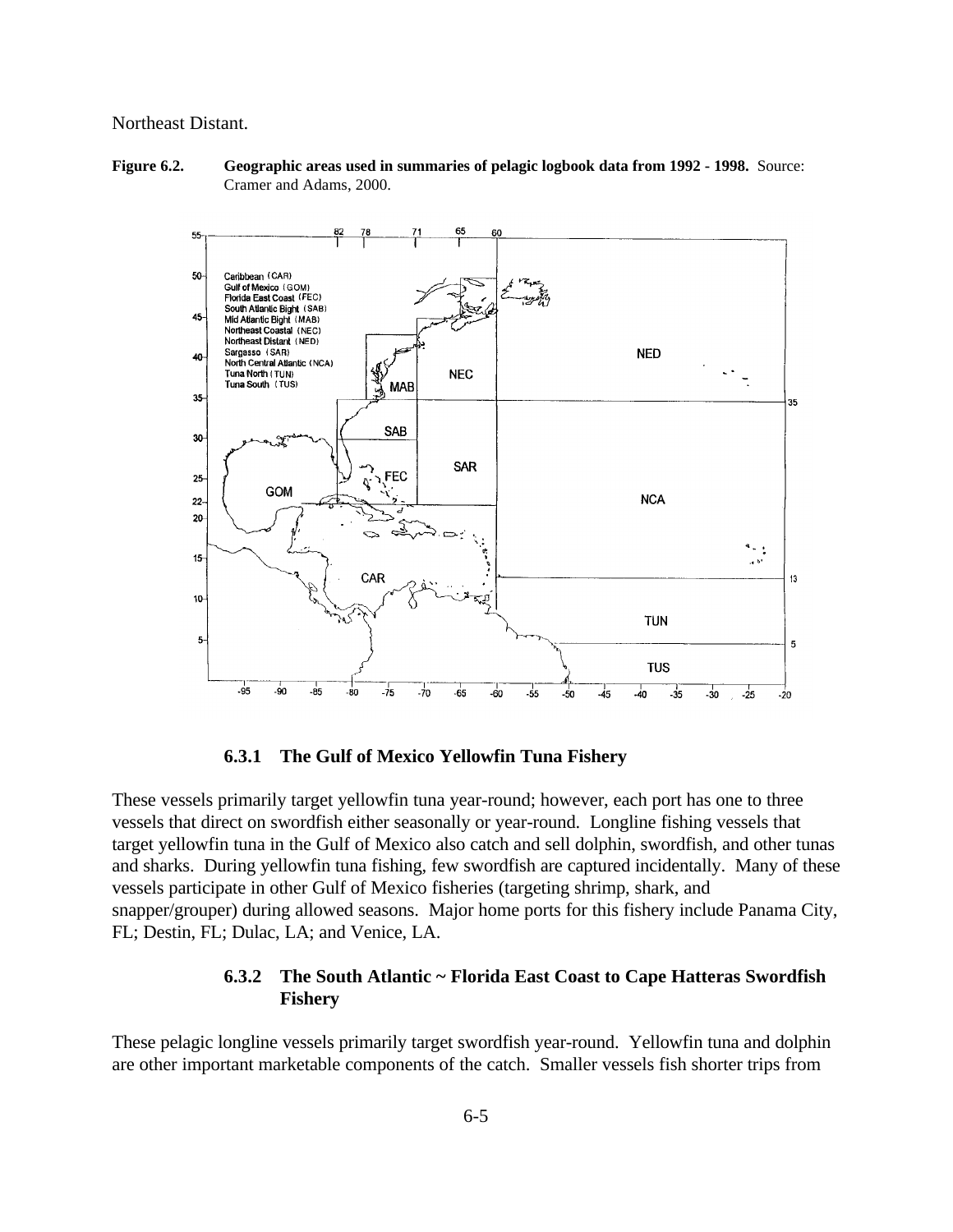Northeast Distant.

**Figure 6.2. Geographic areas used in summaries of pelagic logbook data from 1992 - 1998.** Source: Cramer and Adams, 2000.

#### 6.3.1 The Gulf of Mexico Yellowfin Tuna Fishery

These vessels primarily target yellowfin tuna year-round; however, each port has one to three vessels that direct on swordfish either seasonally or year-round. Longline fishing vessels that target yellowfin tuna in the Gulf of Mexico also catch and sell dolphin, swordfish, and other tunas and sharks. During yellowfin tuna fishing, few swordfish are captured incidentally. Many of these vessels participate in other Gulf of Mexico fisheries (targeting shrimp, shark, and snapper/grouper) during allowed seasons. Major home ports for this fishery include Panama City, FL; Destin, FL; Dulac, LA; and Venice, LA.

#### 6.3.2 The South Atlantic ~ Florida East Coast to Cape Hatteras Swordfish Fishery

These pelagic longline vessels primarily target swordfish year-round. Yellowfin tuna and dolphin are other important marketable components of the catch. Smaller vessels fish shorter trips from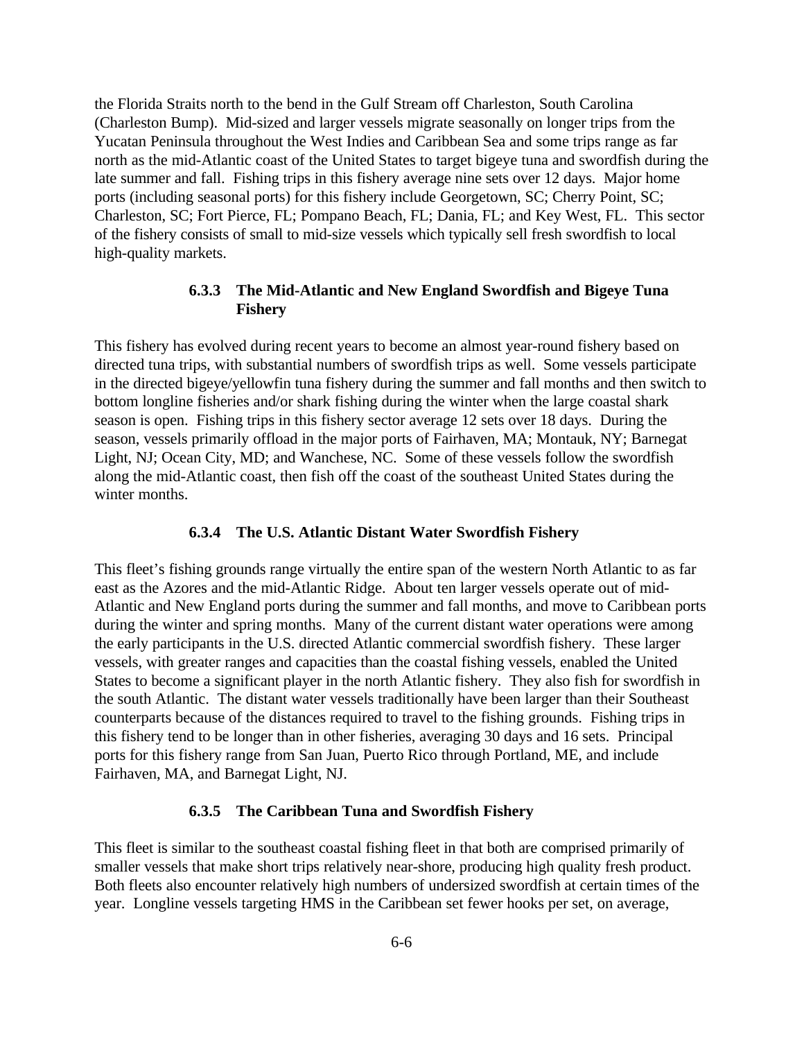the Florida Straits north to the bend in the Gulf Stream off Charleston, South Carolina (Charleston Bump). Mid-sized and larger vessels migrate seasonally on longer trips from the Yucatan Peninsula throughout the West Indies and Caribbean Sea and some trips range as far north as the mid-Atlantic coast of the United States to target bigeye tuna and swordfish during the late summer and fall. Fishing trips in this fishery average nine sets over 12 days. Major home ports (including seasonal ports) for this fishery include Georgetown, SC; Cherry Point, SC; Charleston, SC; Fort Pierce, FL; Pompano Beach, FL; Dania, FL; and Key West, FL. This sector of the fishery consists of small to mid-size vessels which typically sell fresh swordfish to local high-quality markets.

### 6.3.3 The Mid-Atlantic and New England Swordfish and Bigeye Tuna Fishery

This fishery has evolved during recent years to become an almost year-round fishery based on directed tuna trips, with substantial numbers of swordfish trips as well. Some vessels participate in the directed bigeye/yellowfin tuna fishery during the summer and fall months and then switch to bottom longline fisheries and/or shark fishing during the winter when the large coastal shark season is open. Fishing trips in this fishery sector average 12 sets over 18 days. During the season, vessels primarily offload in the major ports of Fairhaven, MA; Montauk, NY; Barnegat Light, NJ; Ocean City, MD; and Wanchese, NC. Some of these vessels follow the swordfish along the mid-Atlantic coast, then fish off the coast of the southeast United States during the winter months.

### 6.3.4 The U.S. Atlantic Distant Water Swordfish Fishery

This fleet's fishing grounds range virtually the entire span of the western North Atlantic to as far east as the Azores and the mid-Atlantic Ridge. About ten larger vessels operate out of mid-Atlantic and New England ports during the summer and fall months, and move to Caribbean ports during the winter and spring months. Many of the current distant water operations were among the early participants in the U.S. directed Atlantic commercial swordfish fishery. These larger vessels, with greater ranges and capacities than the coastal fishing vessels, enabled the United States to become a significant player in the north Atlantic fishery. They also fish for swordfish in the south Atlantic. The distant water vessels traditionally have been larger than their Southeast counterparts because of the distances required to travel to the fishing grounds. Fishing trips in this fishery tend to be longer than in other fisheries, averaging 30 days and 16 sets. Principal ports for this fishery range from San Juan, Puerto Rico through Portland, ME, and include Fairhaven, MA, and Barnegat Light, NJ.

### 6.3.5 The Caribbean Tuna and Swordfish Fishery

This fleet is similar to the southeast coastal fishing fleet in that both are comprised primarily of smaller vessels that make short trips relatively near-shore, producing high quality fresh product. Both fleets also encounter relatively high numbers of undersized swordfish at certain times of the year. Longline vessels targeting HMS in the Caribbean set fewer hooks per set, on average,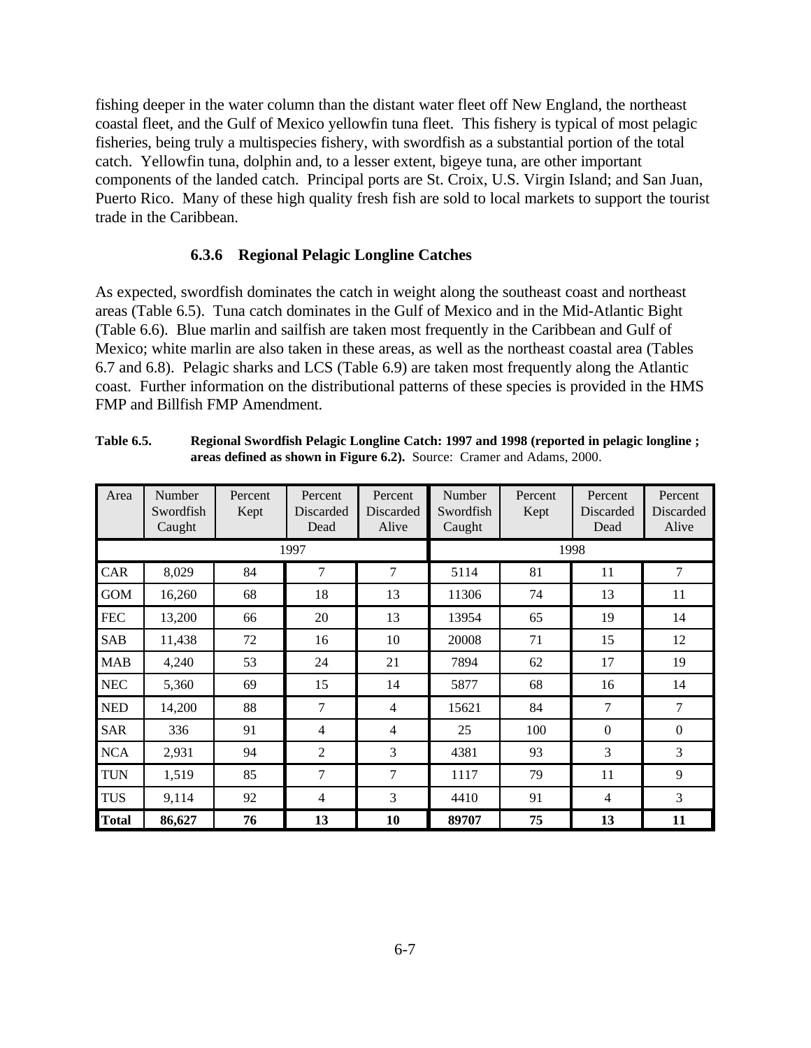fishing deeper in the water column than the distant water fleet off New England, the northeast coastal fleet, and the Gulf of Mexico yellowfin tuna fleet. This fishery is typical of most pelagic fisheries, being truly a multispecies fishery, with swordfish as a substantial portion of the total catch. Yellowfin tuna, dolphin and, to a lesser extent, bigeye tuna, are other important components of the landed catch. Principal ports are St. Croix, U.S. Virgin Island; and San Juan, Puerto Rico. Many of these high quality fresh fish are sold to local markets to support the tourist trade in the Caribbean.

### 6.3.6 Regional Pelagic Longline Catches

As expected, swordfish dominates the catch in weight along the southeast coast and northeast areas (Table 6.5). Tuna catch dominates in the Gulf of Mexico and in the Mid-Atlantic Bight (Table 6.6). Blue marlin and sailfish are taken most frequently in the Caribbean and Gulf of Mexico; white marlin are also taken in these areas, as well as the northeast coastal area (Tables 6.7 and 6.8). Pelagic sharks and LCS (Table 6.9) are taken most frequently along the Atlantic coast. Further information on the distributional patterns of these species is provided in the HMS FMP and Billfish FMP Amendment.

**Table 6.5. Regional Swordfish Pelagic Longline Catch: 1997 and 1998 (reported in pelagic longline ; areas defined as shown in Figure 6.2).** Source: Cramer and Adams, 2000.

| Area | Number Swordfish Caught | Percent Kept | Percent Discarded Dead | Percent Discarded Alive | Number Swordfish Caught | Percent Kept | Percent Discarded Dead | Percent Discarded Alive |
|---|---|---|---|---|---|---|---|---|
| | 1997 | | | | 1998 | | | |
| CAR | 8,029 | 84 | 7 | 7 | 5114 | 81 | 11 | 7 |
| GOM | 16,260 | 68 | 18 | 13 | 11306 | 74 | 13 | 11 |
| FEC | 13,200 | 66 | 20 | 13 | 13954 | 65 | 19 | 14 |
| SAB | 11,438 | 72 | 16 | 10 | 20008 | 71 | 15 | 12 |
| MAB | 4,240 | 53 | 24 | 21 | 7894 | 62 | 17 | 19 |
| NEC | 5,360 | 69 | 15 | 14 | 5877 | 68 | 16 | 14 |
| NED | 14,200 | 88 | 7 | 4 | 15621 | 84 | 7 | 7 |
| SAR | 336 | 91 | 4 | 4 | 25 | 100 | 0 | 0 |
| NCA | 2,931 | 94 | 2 | 3 | 4381 | 93 | 3 | 3 |
| TUN | 1,519 | 85 | 7 | 7 | 1117 | 79 | 11 | 9 |
| TUS | 9,114 | 92 | 4 | 3 | 4410 | 91 | 4 | 3 |
| **Total** | **86,627** | **76** | **13** | **10** | **89707** | **75** | **13** | **11** |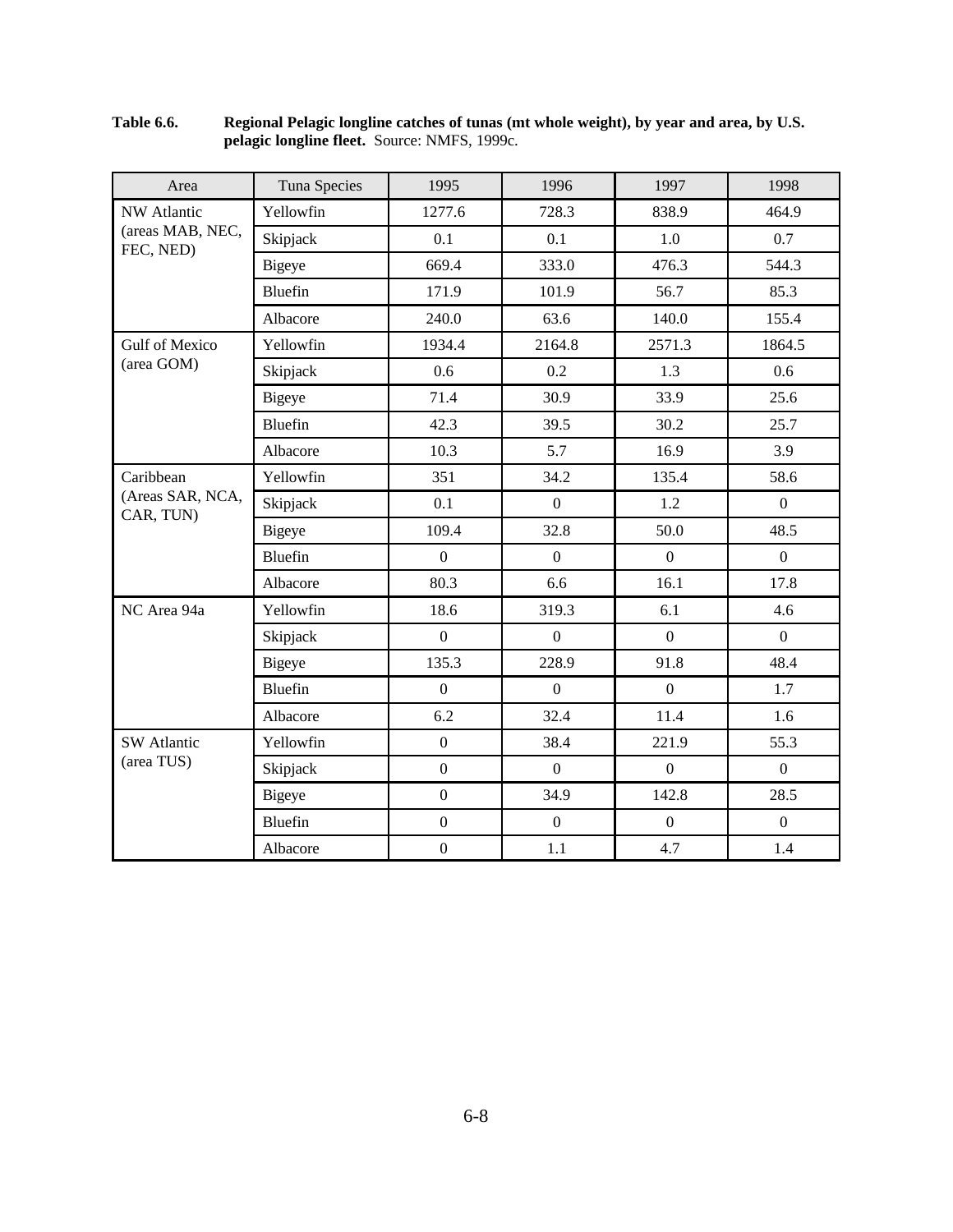**Table 6.6. Regional Pelagic longline catches of tunas (mt whole weight), by year and area, by U.S. pelagic longline fleet.** Source: NMFS, 1999c.

| Area | Tuna Species | 1995 | 1996 | 1997 | 1998 |
|---|---|---|---|---|---|
| NW Atlantic (areas MAB, NEC, FEC, NED) | Yellowfin | 1277.6 | 728.3 | 838.9 | 464.9 |
| | Skipjack | 0.1 | 0.1 | 1.0 | 0.7 |
| | Bigeye | 669.4 | 333.0 | 476.3 | 544.3 |
| | Bluefin | 171.9 | 101.9 | 56.7 | 85.3 |
| | Albacore | 240.0 | 63.6 | 140.0 | 155.4 |
| Gulf of Mexico (area GOM) | Yellowfin | 1934.4 | 2164.8 | 2571.3 | 1864.5 |
| | Skipjack | 0.6 | 0.2 | 1.3 | 0.6 |
| | Bigeye | 71.4 | 30.9 | 33.9 | 25.6 |
| | Bluefin | 42.3 | 39.5 | 30.2 | 25.7 |
| | Albacore | 10.3 | 5.7 | 16.9 | 3.9 |
| Caribbean (Areas SAR, NCA, CAR, TUN) | Yellowfin | 351 | 34.2 | 135.4 | 58.6 |
| | Skipjack | 0.1 | 0 | 1.2 | 0 |
| | Bigeye | 109.4 | 32.8 | 50.0 | 48.5 |
| | Bluefin | 0 | 0 | 0 | 0 |
| | Albacore | 80.3 | 6.6 | 16.1 | 17.8 |
| NC Area 94a | Yellowfin | 18.6 | 319.3 | 6.1 | 4.6 |
| | Skipjack | 0 | 0 | 0 | 0 |
| | Bigeye | 135.3 | 228.9 | 91.8 | 48.4 |
| | Bluefin | 0 | 0 | 0 | 1.7 |
| | Albacore | 6.2 | 32.4 | 11.4 | 1.6 |
| SW Atlantic (area TUS) | Yellowfin | 0 | 38.4 | 221.9 | 55.3 |
| | Skipjack | 0 | 0 | 0 | 0 |
| | Bigeye | 0 | 34.9 | 142.8 | 28.5 |
| | Bluefin | 0 | 0 | 0 | 0 |
| | Albacore | 0 | 1.1 | 4.7 | 1.4 |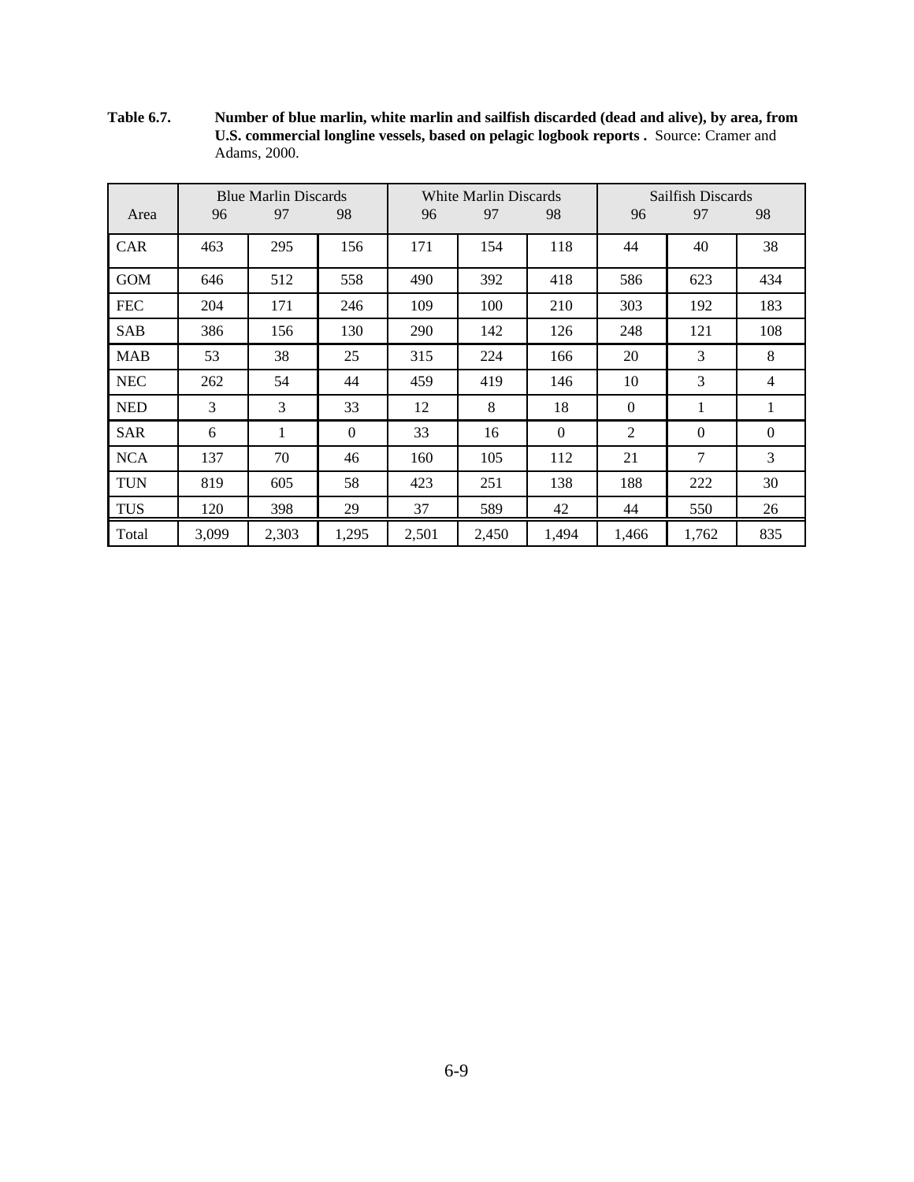**Table 6.7.** **Number of blue marlin, white marlin and sailfish discarded (dead and alive), by area, from U.S. commercial longline vessels, based on pelagic logbook reports .** Source: Cramer and Adams, 2000.

| Area | Blue Marlin Discards | | | White Marlin Discards | | | Sailfish Discards | | |
|---|---|---|---|---|---|---|---|---|---|
| | 96 | 97 | 98 | 96 | 97 | 98 | 96 | 97 | 98 |
| CAR | 463 | 295 | 156 | 171 | 154 | 118 | 44 | 40 | 38 |
| GOM | 646 | 512 | 558 | 490 | 392 | 418 | 586 | 623 | 434 |
| FEC | 204 | 171 | 246 | 109 | 100 | 210 | 303 | 192 | 183 |
| SAB | 386 | 156 | 130 | 290 | 142 | 126 | 248 | 121 | 108 |
| MAB | 53 | 38 | 25 | 315 | 224 | 166 | 20 | 3 | 8 |
| NEC | 262 | 54 | 44 | 459 | 419 | 146 | 10 | 3 | 4 |
| NED | 3 | 3 | 33 | 12 | 8 | 18 | 0 | 1 | 1 |
| SAR | 6 | 1 | 0 | 33 | 16 | 0 | 2 | 0 | 0 |
| NCA | 137 | 70 | 46 | 160 | 105 | 112 | 21 | 7 | 3 |
| TUN | 819 | 605 | 58 | 423 | 251 | 138 | 188 | 222 | 30 |
| TUS | 120 | 398 | 29 | 37 | 589 | 42 | 44 | 550 | 26 |
| Total | 3,099 | 2,303 | 1,295 | 2,501 | 2,450 | 1,494 | 1,466 | 1,762 | 835 |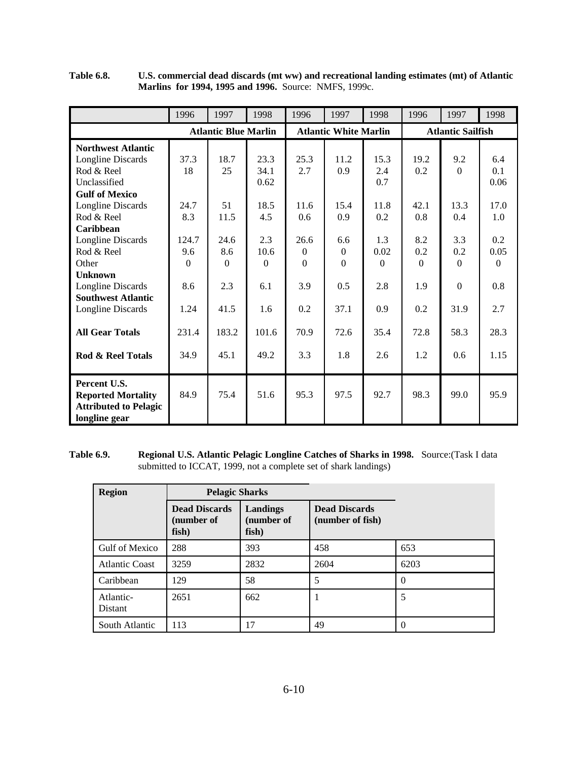**Table 6.8. U.S. commercial dead discards (mt ww) and recreational landing estimates (mt) of Atlantic Marlins for 1994, 1995 and 1996.** Source: NMFS, 1999c.

| | 1996 | 1997 | 1998 | 1996 | 1997 | 1998 | 1996 | 1997 | 1998 |
|---|---|---|---|---|---|---|---|---|---|
| | **Atlantic Blue Marlin** | | | **Atlantic White Marlin** | | | **Atlantic Sailfish** | | |
| **Northwest Atlantic** | | | | | | | | | |
| Longline Discards | 37.3 | 18.7 | 23.3 | 25.3 | 11.2 | 15.3 | 19.2 | 9.2 | 6.4 |
| Rod & Reel | 18 | 25 | 34.1 | 2.7 | 0.9 | 2.4 | 0.2 | 0 | 0.1 |
| Unclassified | | | 0.62 | | | 0.7 | | | 0.06 |
| **Gulf of Mexico** | | | | | | | | | |
| Longline Discards | 24.7 | 51 | 18.5 | 11.6 | 15.4 | 11.8 | 42.1 | 13.3 | 17.0 |
| Rod & Reel | 8.3 | 11.5 | 4.5 | 0.6 | 0.9 | 0.2 | 0.8 | 0.4 | 1.0 |
| **Caribbean** | | | | | | | | | |
| Longline Discards | 124.7 | 24.6 | 2.3 | 26.6 | 6.6 | 1.3 | 8.2 | 3.3 | 0.2 |
| Rod & Reel | 9.6 | 8.6 | 10.6 | 0 | 0 | 0.02 | 0.2 | 0.2 | 0.05 |
| Other | 0 | 0 | 0 | 0 | 0 | 0 | 0 | 0 | 0 |
| **Unknown** | | | | | | | | | |
| Longline Discards | 8.6 | 2.3 | 6.1 | 3.9 | 0.5 | 2.8 | 1.9 | 0 | 0.8 |
| **Southwest Atlantic** | | | | | | | | | |
| Longline Discards | 1.24 | 41.5 | 1.6 | 0.2 | 37.1 | 0.9 | 0.2 | 31.9 | 2.7 |
| **All Gear Totals** | 231.4 | 183.2 | 101.6 | 70.9 | 72.6 | 35.4 | 72.8 | 58.3 | 28.3 |
| **Rod & Reel Totals** | 34.9 | 45.1 | 49.2 | 3.3 | 1.8 | 2.6 | 1.2 | 0.6 | 1.15 |
| **Percent U.S. Reported Mortality Attributed to Pelagic longline gear** | 84.9 | 75.4 | 51.6 | 95.3 | 97.5 | 92.7 | 98.3 | 99.0 | 95.9 |

**Table 6.9. Regional U.S. Atlantic Pelagic Longline Catches of Sharks in 1998.** Source:(Task I data submitted to ICCAT, 1999, not a complete set of shark landings)

| **Region** | **Pelagic Sharks** | | | |
|---|---|---|---|---|
| | **Dead Discards (number of fish)** | **Landings (number of fish)** | **Dead Discards (number of fish)** | |
| Gulf of Mexico | 288 | 393 | 458 | 653 |
| Atlantic Coast | 3259 | 2832 | 2604 | 6203 |
| Caribbean | 129 | 58 | 5 | 0 |
| Atlantic-Distant | 2651 | 662 | 1 | 5 |
| South Atlantic | 113 | 17 | 49 | 0 |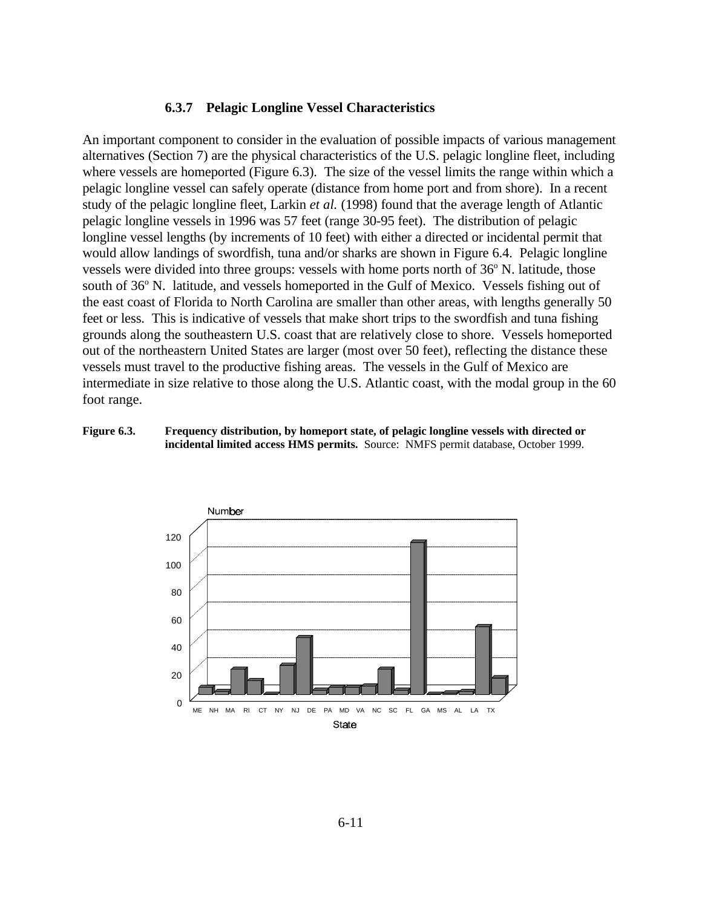### 6.3.7 Pelagic Longline Vessel Characteristics

An important component to consider in the evaluation of possible impacts of various management alternatives (Section 7) are the physical characteristics of the U.S. pelagic longline fleet, including where vessels are homeported (Figure 6.3). The size of the vessel limits the range within which a pelagic longline vessel can safely operate (distance from home port and from shore). In a recent study of the pelagic longline fleet, Larkin *et al.* (1998) found that the average length of Atlantic pelagic longline vessels in 1996 was 57 feet (range 30-95 feet). The distribution of pelagic longline vessel lengths (by increments of 10 feet) with either a directed or incidental permit that would allow landings of swordfish, tuna and/or sharks are shown in Figure 6.4. Pelagic longline vessels were divided into three groups: vessels with home ports north of 36º N. latitude, those south of 36º N. latitude, and vessels homeported in the Gulf of Mexico. Vessels fishing out of the east coast of Florida to North Carolina are smaller than other areas, with lengths generally 50 feet or less. This is indicative of vessels that make short trips to the swordfish and tuna fishing grounds along the southeastern U.S. coast that are relatively close to shore. Vessels homeported out of the northeastern United States are larger (most over 50 feet), reflecting the distance these vessels must travel to the productive fishing areas. The vessels in the Gulf of Mexico are intermediate in size relative to those along the U.S. Atlantic coast, with the modal group in the 60 foot range.

**Figure 6.3. Frequency distribution, by homeport state, of pelagic longline vessels with directed or incidental limited access HMS permits.** Source: NMFS permit database, October 1999.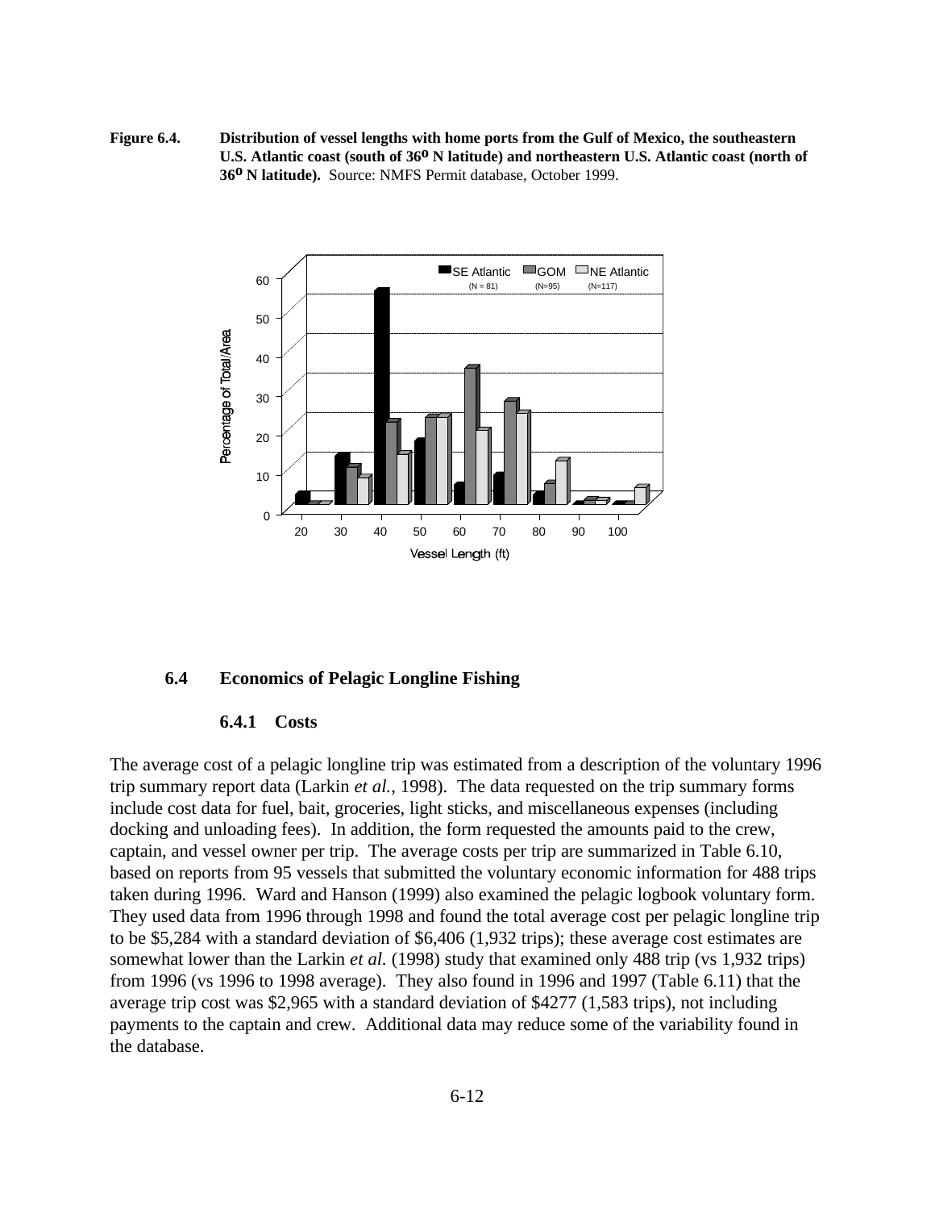**Figure 6.4. Distribution of vessel lengths with home ports from the Gulf of Mexico, the southeastern U.S. Atlantic coast (south of 36° N latitude) and northeastern U.S. Atlantic coast (north of 36° N latitude).** Source: NMFS Permit database, October 1999.

### 6.4 Economics of Pelagic Longline Fishing

#### 6.4.1 Costs

The average cost of a pelagic longline trip was estimated from a description of the voluntary 1996 trip summary report data (Larkin *et al.*, 1998). The data requested on the trip summary forms include cost data for fuel, bait, groceries, light sticks, and miscellaneous expenses (including docking and unloading fees). In addition, the form requested the amounts paid to the crew, captain, and vessel owner per trip. The average costs per trip are summarized in Table 6.10, based on reports from 95 vessels that submitted the voluntary economic information for 488 trips taken during 1996. Ward and Hanson (1999) also examined the pelagic logbook voluntary form. They used data from 1996 through 1998 and found the total average cost per pelagic longline trip to be $5,284 with a standard deviation of $6,406 (1,932 trips); these average cost estimates are somewhat lower than the Larkin *et al.* (1998) study that examined only 488 trip (vs 1,932 trips) from 1996 (vs 1996 to 1998 average). They also found in 1996 and 1997 (Table 6.11) that the average trip cost was $2,965 with a standard deviation of $4277 (1,583 trips), not including payments to the captain and crew. Additional data may reduce some of the variability found in the database.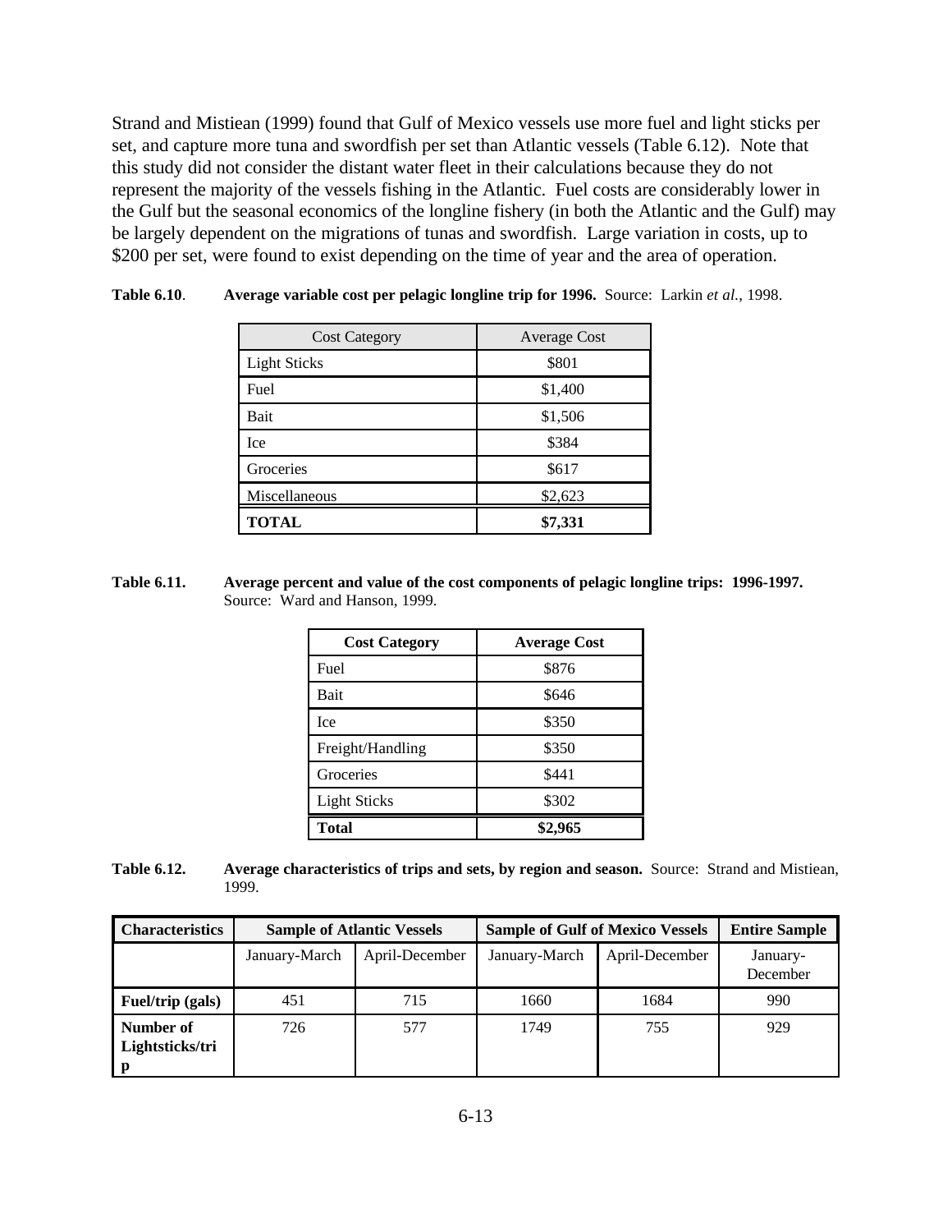Strand and Mistiean (1999) found that Gulf of Mexico vessels use more fuel and light sticks per set, and capture more tuna and swordfish per set than Atlantic vessels (Table 6.12). Note that this study did not consider the distant water fleet in their calculations because they do not represent the majority of the vessels fishing in the Atlantic. Fuel costs are considerably lower in the Gulf but the seasonal economics of the longline fishery (in both the Atlantic and the Gulf) may be largely dependent on the migrations of tunas and swordfish. Large variation in costs, up to $200 per set, were found to exist depending on the time of year and the area of operation.

**Table 6.10**. **Average variable cost per pelagic longline trip for 1996.** Source: Larkin *et al.*, 1998.

| Cost Category | Average Cost |
|---|---|
| Light Sticks | $801 |
| Fuel | $1,400 |
| Bait | $1,506 |
| Ice | $384 |
| Groceries | $617 |
| Miscellaneous | $2,623 |
| **TOTAL** | **$7,331** |

**Table 6.11.** **Average percent and value of the cost components of pelagic longline trips: 1996-1997.** Source: Ward and Hanson, 1999.

| **Cost Category** | **Average Cost** |
|---|---|
| Fuel | $876 |
| Bait | $646 |
| Ice | $350 |
| Freight/Handling | $350 |
| Groceries | $441 |
| Light Sticks | $302 |
| **Total** | **$2,965** |

**Table 6.12.** **Average characteristics of trips and sets, by region and season.** Source: Strand and Mistiean, 1999.

| **Characteristics** | **Sample of Atlantic Vessels** | | **Sample of Gulf of Mexico Vessels** | | **Entire Sample** |
|---|---|---|---|---|---|
| | January-March | April-December | January-March | April-December | January-December |
| **Fuel/trip (gals)** | 451 | 715 | 1660 | 1684 | 990 |
| **Number of Lightsticks/trip** | 726 | 577 | 1749 | 755 | 929 |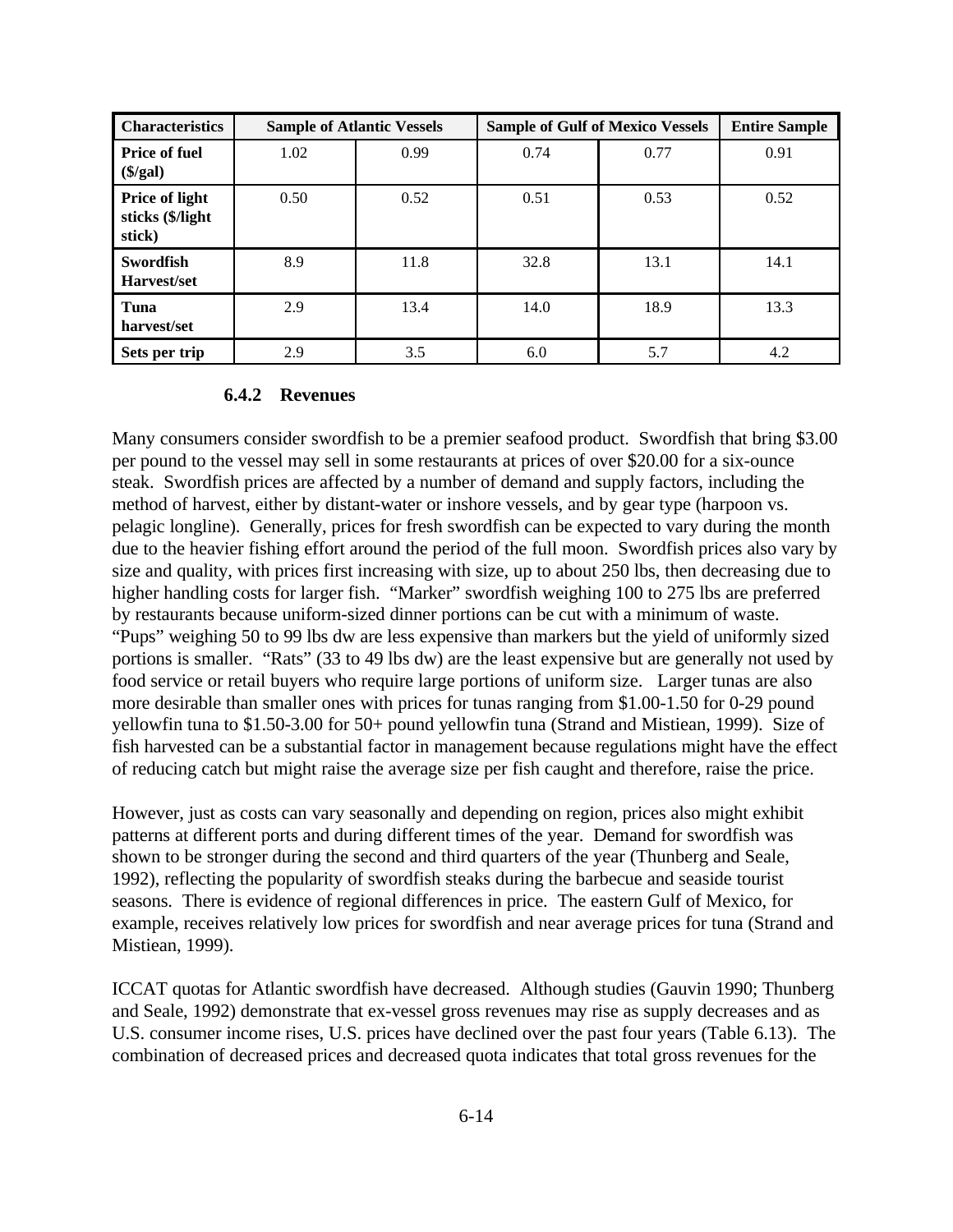| Characteristics | Sample of Atlantic Vessels | | Sample of Gulf of Mexico Vessels | | Entire Sample |
|---|---|---|---|---|---|
| **Price of fuel ($/gal)** | 1.02 | 0.99 | 0.74 | 0.77 | 0.91 |
| **Price of light sticks ($/light stick)** | 0.50 | 0.52 | 0.51 | 0.53 | 0.52 |
| **Swordfish Harvest/set** | 8.9 | 11.8 | 32.8 | 13.1 | 14.1 |
| **Tuna harvest/set** | 2.9 | 13.4 | 14.0 | 18.9 | 13.3 |
| **Sets per trip** | 2.9 | 3.5 | 6.0 | 5.7 | 4.2 |

### 6.4.2 Revenues

Many consumers consider swordfish to be a premier seafood product. Swordfish that bring $3.00 per pound to the vessel may sell in some restaurants at prices of over $20.00 for a six-ounce steak. Swordfish prices are affected by a number of demand and supply factors, including the method of harvest, either by distant-water or inshore vessels, and by gear type (harpoon vs. pelagic longline). Generally, prices for fresh swordfish can be expected to vary during the month due to the heavier fishing effort around the period of the full moon. Swordfish prices also vary by size and quality, with prices first increasing with size, up to about 250 lbs, then decreasing due to higher handling costs for larger fish. "Marker" swordfish weighing 100 to 275 lbs are preferred by restaurants because uniform-sized dinner portions can be cut with a minimum of waste. "Pups" weighing 50 to 99 lbs dw are less expensive than markers but the yield of uniformly sized portions is smaller. "Rats" (33 to 49 lbs dw) are the least expensive but are generally not used by food service or retail buyers who require large portions of uniform size. Larger tunas are also more desirable than smaller ones with prices for tunas ranging from $1.00-1.50 for 0-29 pound yellowfin tuna to $1.50-3.00 for 50+ pound yellowfin tuna (Strand and Mistiean, 1999). Size of fish harvested can be a substantial factor in management because regulations might have the effect of reducing catch but might raise the average size per fish caught and therefore, raise the price.

However, just as costs can vary seasonally and depending on region, prices also might exhibit patterns at different ports and during different times of the year. Demand for swordfish was shown to be stronger during the second and third quarters of the year (Thunberg and Seale, 1992), reflecting the popularity of swordfish steaks during the barbecue and seaside tourist seasons. There is evidence of regional differences in price. The eastern Gulf of Mexico, for example, receives relatively low prices for swordfish and near average prices for tuna (Strand and Mistiean, 1999).

ICCAT quotas for Atlantic swordfish have decreased. Although studies (Gauvin 1990; Thunberg and Seale, 1992) demonstrate that ex-vessel gross revenues may rise as supply decreases and as U.S. consumer income rises, U.S. prices have declined over the past four years (Table 6.13). The combination of decreased prices and decreased quota indicates that total gross revenues for the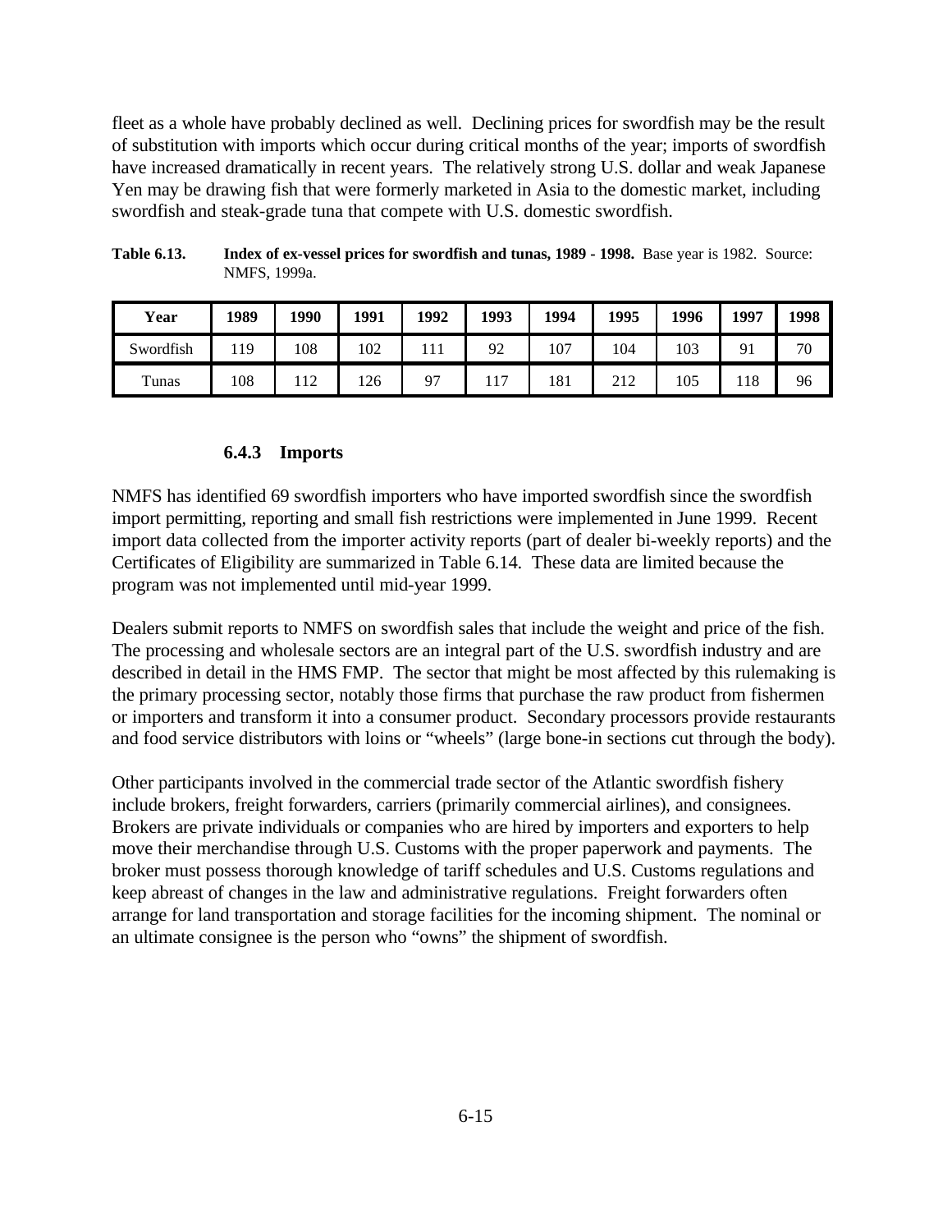fleet as a whole have probably declined as well. Declining prices for swordfish may be the result of substitution with imports which occur during critical months of the year; imports of swordfish have increased dramatically in recent years. The relatively strong U.S. dollar and weak Japanese Yen may be drawing fish that were formerly marketed in Asia to the domestic market, including swordfish and steak-grade tuna that compete with U.S. domestic swordfish.

**Table 6.13. Index of ex-vessel prices for swordfish and tunas, 1989 - 1998.** Base year is 1982. Source: NMFS, 1999a.

| Year | 1989 | 1990 | 1991 | 1992 | 1993 | 1994 | 1995 | 1996 | 1997 | 1998 |
|---|---|---|---|---|---|---|---|---|---|---|
| Swordfish | 119 | 108 | 102 | 111 | 92 | 107 | 104 | 103 | 91 | 70 |
| Tunas | 108 | 112 | 126 | 97 | 117 | 181 | 212 | 105 | 118 | 96 |

### 6.4.3 Imports

NMFS has identified 69 swordfish importers who have imported swordfish since the swordfish import permitting, reporting and small fish restrictions were implemented in June 1999. Recent import data collected from the importer activity reports (part of dealer bi-weekly reports) and the Certificates of Eligibility are summarized in Table 6.14. These data are limited because the program was not implemented until mid-year 1999.

Dealers submit reports to NMFS on swordfish sales that include the weight and price of the fish. The processing and wholesale sectors are an integral part of the U.S. swordfish industry and are described in detail in the HMS FMP. The sector that might be most affected by this rulemaking is the primary processing sector, notably those firms that purchase the raw product from fishermen or importers and transform it into a consumer product. Secondary processors provide restaurants and food service distributors with loins or "wheels" (large bone-in sections cut through the body).

Other participants involved in the commercial trade sector of the Atlantic swordfish fishery include brokers, freight forwarders, carriers (primarily commercial airlines), and consignees. Brokers are private individuals or companies who are hired by importers and exporters to help move their merchandise through U.S. Customs with the proper paperwork and payments. The broker must possess thorough knowledge of tariff schedules and U.S. Customs regulations and keep abreast of changes in the law and administrative regulations. Freight forwarders often arrange for land transportation and storage facilities for the incoming shipment. The nominal or an ultimate consignee is the person who "owns" the shipment of swordfish.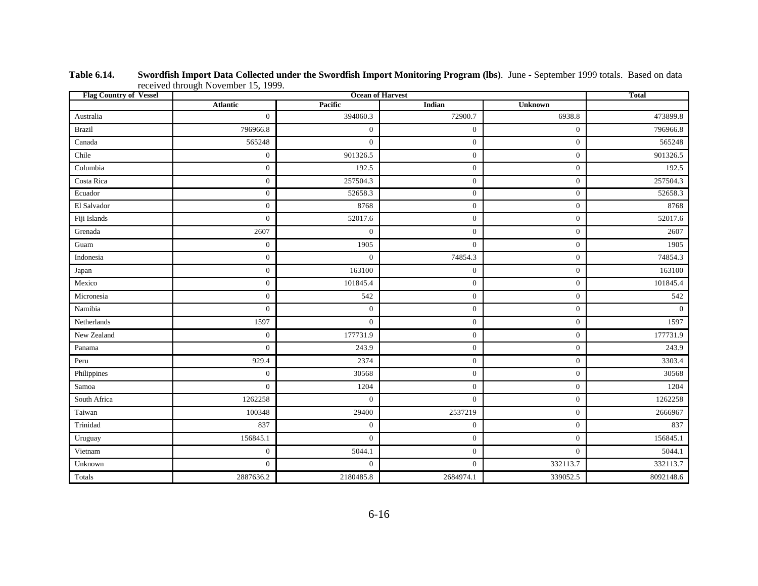**Table 6.14. Swordfish Import Data Collected under the Swordfish Import Monitoring Program (lbs)**. June - September 1999 totals. Based on data received through November 15, 1999.

| Flag Country of Vessel | Ocean of Harvest | | | | Total |
|---|---|---|---|---|---|
| | Atlantic | Pacific | Indian | Unknown | |
| Australia | 0 | 394060.3 | 72900.7 | 6938.8 | 473899.8 |
| Brazil | 796966.8 | 0 | 0 | 0 | 796966.8 |
| Canada | 565248 | 0 | 0 | 0 | 565248 |
| Chile | 0 | 901326.5 | 0 | 0 | 901326.5 |
| Columbia | 0 | 192.5 | 0 | 0 | 192.5 |
| Costa Rica | 0 | 257504.3 | 0 | 0 | 257504.3 |
| Ecuador | 0 | 52658.3 | 0 | 0 | 52658.3 |
| El Salvador | 0 | 8768 | 0 | 0 | 8768 |
| Fiji Islands | 0 | 52017.6 | 0 | 0 | 52017.6 |
| Grenada | 2607 | 0 | 0 | 0 | 2607 |
| Guam | 0 | 1905 | 0 | 0 | 1905 |
| Indonesia | 0 | 0 | 74854.3 | 0 | 74854.3 |
| Japan | 0 | 163100 | 0 | 0 | 163100 |
| Mexico | 0 | 101845.4 | 0 | 0 | 101845.4 |
| Micronesia | 0 | 542 | 0 | 0 | 542 |
| Namibia | 0 | 0 | 0 | 0 | 0 |
| Netherlands | 1597 | 0 | 0 | 0 | 1597 |
| New Zealand | 0 | 177731.9 | 0 | 0 | 177731.9 |
| Panama | 0 | 243.9 | 0 | 0 | 243.9 |
| Peru | 929.4 | 2374 | 0 | 0 | 3303.4 |
| Philippines | 0 | 30568 | 0 | 0 | 30568 |
| Samoa | 0 | 1204 | 0 | 0 | 1204 |
| South Africa | 1262258 | 0 | 0 | 0 | 1262258 |
| Taiwan | 100348 | 29400 | 2537219 | 0 | 2666967 |
| Trinidad | 837 | 0 | 0 | 0 | 837 |
| Uruguay | 156845.1 | 0 | 0 | 0 | 156845.1 |
| Vietnam | 0 | 5044.1 | 0 | 0 | 5044.1 |
| Unknown | 0 | 0 | 0 | 332113.7 | 332113.7 |
| Totals | 2887636.2 | 2180485.8 | 2684974.1 | 339052.5 | 8092148.6 |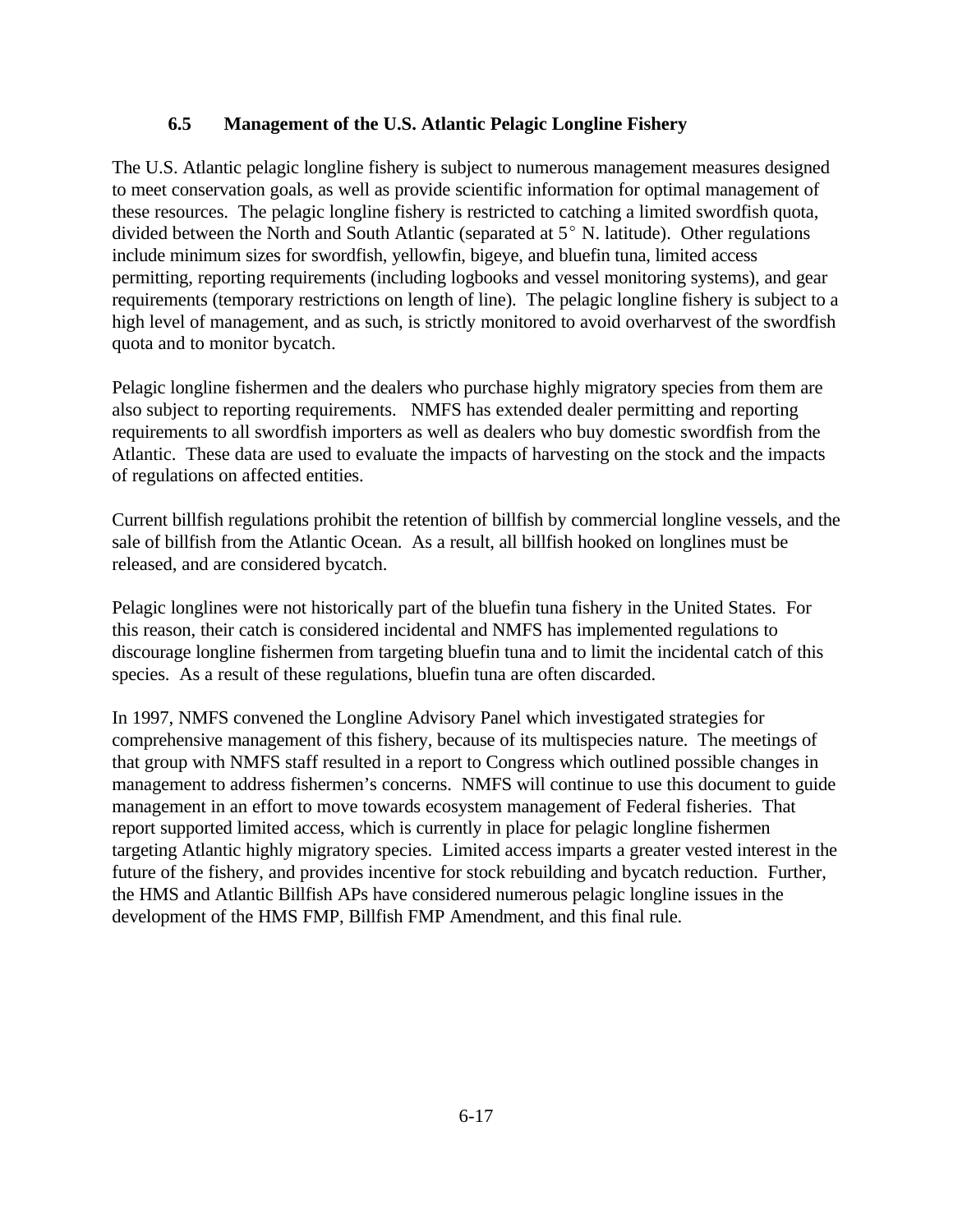## 6.5 Management of the U.S. Atlantic Pelagic Longline Fishery

The U.S. Atlantic pelagic longline fishery is subject to numerous management measures designed to meet conservation goals, as well as provide scientific information for optimal management of these resources. The pelagic longline fishery is restricted to catching a limited swordfish quota, divided between the North and South Atlantic (separated at 5° N. latitude). Other regulations include minimum sizes for swordfish, yellowfin, bigeye, and bluefin tuna, limited access permitting, reporting requirements (including logbooks and vessel monitoring systems), and gear requirements (temporary restrictions on length of line). The pelagic longline fishery is subject to a high level of management, and as such, is strictly monitored to avoid overharvest of the swordfish quota and to monitor bycatch.

Pelagic longline fishermen and the dealers who purchase highly migratory species from them are also subject to reporting requirements. NMFS has extended dealer permitting and reporting requirements to all swordfish importers as well as dealers who buy domestic swordfish from the Atlantic. These data are used to evaluate the impacts of harvesting on the stock and the impacts of regulations on affected entities.

Current billfish regulations prohibit the retention of billfish by commercial longline vessels, and the sale of billfish from the Atlantic Ocean. As a result, all billfish hooked on longlines must be released, and are considered bycatch.

Pelagic longlines were not historically part of the bluefin tuna fishery in the United States. For this reason, their catch is considered incidental and NMFS has implemented regulations to discourage longline fishermen from targeting bluefin tuna and to limit the incidental catch of this species. As a result of these regulations, bluefin tuna are often discarded.

In 1997, NMFS convened the Longline Advisory Panel which investigated strategies for comprehensive management of this fishery, because of its multispecies nature. The meetings of that group with NMFS staff resulted in a report to Congress which outlined possible changes in management to address fishermen's concerns. NMFS will continue to use this document to guide management in an effort to move towards ecosystem management of Federal fisheries. That report supported limited access, which is currently in place for pelagic longline fishermen targeting Atlantic highly migratory species. Limited access imparts a greater vested interest in the future of the fishery, and provides incentive for stock rebuilding and bycatch reduction. Further, the HMS and Atlantic Billfish APs have considered numerous pelagic longline issues in the development of the HMS FMP, Billfish FMP Amendment, and this final rule.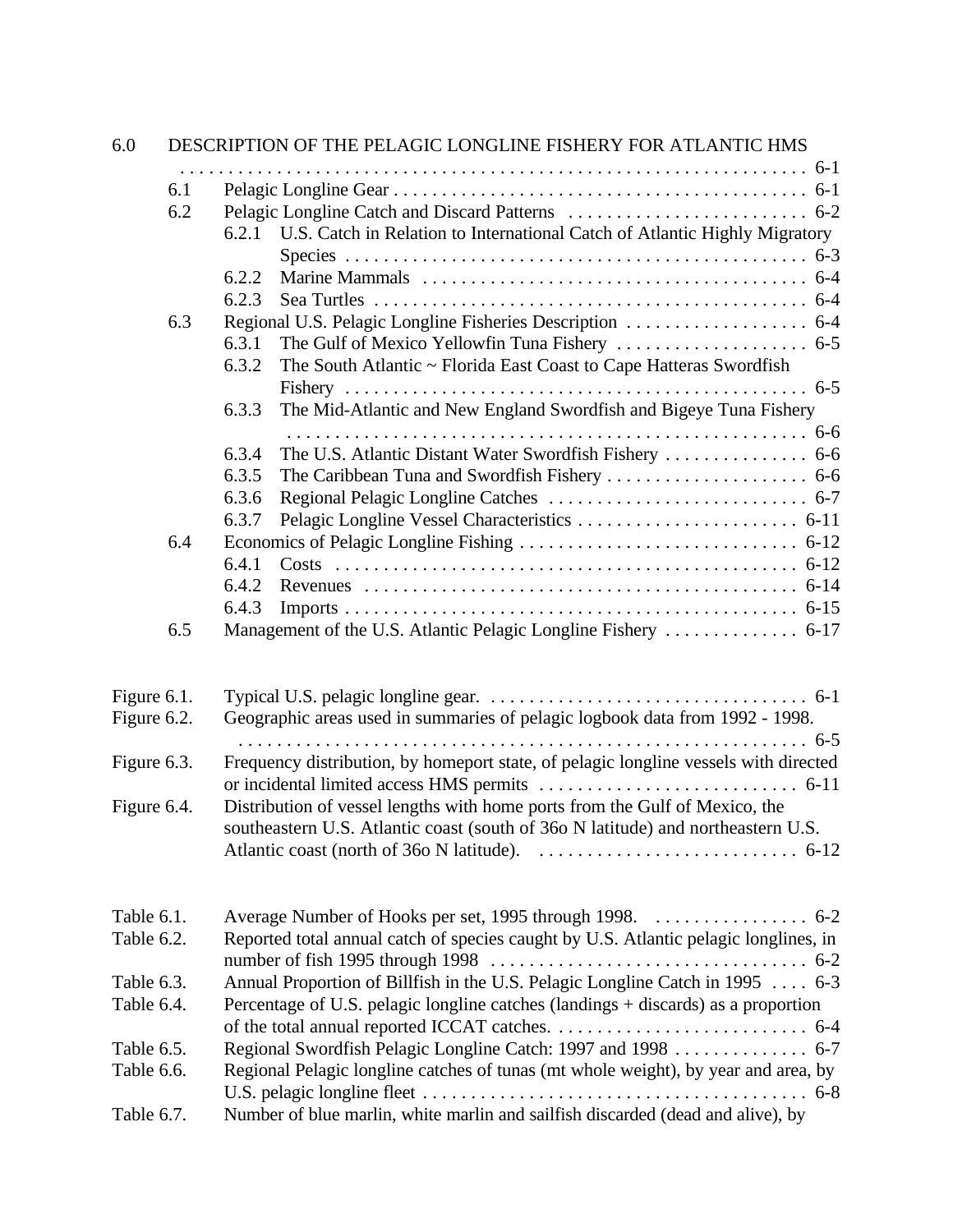6.0 DESCRIPTION OF THE PELAGIC LONGLINE FISHERY FOR ATLANTIC HMS . . . . . . . . . . . . . . . . . . . . . . . . . . . . . . . . . . . . . . . . . . . . . . . . . . . . . . . . . . . . . . . 6-1

- 6.1 Pelagic Longline Gear . . . . . . . . . . . . . . . . . . . . . . . . . . . . . . . . . . . . . . . . . 6-1
- 6.2 Pelagic Longline Catch and Discard Patterns . . . . . . . . . . . . . . . . . . . . . . . . . 6-2
  - 6.2.1 U.S. Catch in Relation to International Catch of Atlantic Highly Migratory Species . . . . . . . . . . . . . . . . . . . . . . . . . . . . . . . . . . . . . . . . . . . . . . . 6-3
  - 6.2.2 Marine Mammals . . . . . . . . . . . . . . . . . . . . . . . . . . . . . . . . . . . . . . . . 6-4
  - 6.2.3 Sea Turtles . . . . . . . . . . . . . . . . . . . . . . . . . . . . . . . . . . . . . . . . . . . . 6-4
- 6.3 Regional U.S. Pelagic Longline Fisheries Description . . . . . . . . . . . . . . . . . . . 6-4
  - 6.3.1 The Gulf of Mexico Yellowfin Tuna Fishery . . . . . . . . . . . . . . . . . . . . 6-5
  - 6.3.2 The South Atlantic ~ Florida East Coast to Cape Hatteras Swordfish Fishery . . . . . . . . . . . . . . . . . . . . . . . . . . . . . . . . . . . . . . . . . . . . . . . . 6-5
  - 6.3.3 The Mid-Atlantic and New England Swordfish and Bigeye Tuna Fishery . . . . . . . . . . . . . . . . . . . . . . . . . . . . . . . . . . . . . . . . . . . . . . . . . . . . . 6-6
  - 6.3.4 The U.S. Atlantic Distant Water Swordfish Fishery . . . . . . . . . . . . . . . 6-6
  - 6.3.5 The Caribbean Tuna and Swordfish Fishery . . . . . . . . . . . . . . . . . . . . . 6-6
  - 6.3.6 Regional Pelagic Longline Catches . . . . . . . . . . . . . . . . . . . . . . . . . . . 6-7
  - 6.3.7 Pelagic Longline Vessel Characteristics . . . . . . . . . . . . . . . . . . . . . . . 6-11
- 6.4 Economics of Pelagic Longline Fishing . . . . . . . . . . . . . . . . . . . . . . . . . . . . . 6-12
  - 6.4.1 Costs . . . . . . . . . . . . . . . . . . . . . . . . . . . . . . . . . . . . . . . . . . . . . . . . 6-12
  - 6.4.2 Revenues . . . . . . . . . . . . . . . . . . . . . . . . . . . . . . . . . . . . . . . . . . . . . 6-14
  - 6.4.3 Imports . . . . . . . . . . . . . . . . . . . . . . . . . . . . . . . . . . . . . . . . . . . . . . . 6-15
- 6.5 Management of the U.S. Atlantic Pelagic Longline Fishery . . . . . . . . . . . . . . 6-17

Figure 6.1. Typical U.S. pelagic longline gear. . . . . . . . . . . . . . . . . . . . . . . . . . . . . . . . . 6-1

Figure 6.2. Geographic areas used in summaries of pelagic logbook data from 1992 - 1998. . . . . . . . . . . . . . . . . . . . . . . . . . . . . . . . . . . . . . . . . . . . . . . . . . . . . . . . . . . 6-5

Figure 6.3. Frequency distribution, by homeport state, of pelagic longline vessels with directed or incidental limited access HMS permits . . . . . . . . . . . . . . . . . . . . . . . . . . 6-11

Figure 6.4. Distribution of vessel lengths with home ports from the Gulf of Mexico, the southeastern U.S. Atlantic coast (south of 36o N latitude) and northeastern U.S. Atlantic coast (north of 36o N latitude). . . . . . . . . . . . . . . . . . . . . . . . . . . . 6-12

Table 6.1. Average Number of Hooks per set, 1995 through 1998. . . . . . . . . . . . . . . . . 6-2

Table 6.2. Reported total annual catch of species caught by U.S. Atlantic pelagic longlines, in number of fish 1995 through 1998 . . . . . . . . . . . . . . . . . . . . . . . . . . . . . . . . 6-2

Table 6.3. Annual Proportion of Billfish in the U.S. Pelagic Longline Catch in 1995 . . . . 6-3

Table 6.4. Percentage of U.S. pelagic longline catches (landings + discards) as a proportion of the total annual reported ICCAT catches. . . . . . . . . . . . . . . . . . . . . . . . . . . 6-4

Table 6.5. Regional Swordfish Pelagic Longline Catch: 1997 and 1998 . . . . . . . . . . . . . . 6-7

Table 6.6. Regional Pelagic longline catches of tunas (mt whole weight), by year and area, by U.S. pelagic longline fleet . . . . . . . . . . . . . . . . . . . . . . . . . . . . . . . . . . . . . . . . 6-8

Table 6.7. Number of blue marlin, white marlin and sailfish discarded (dead and alive), by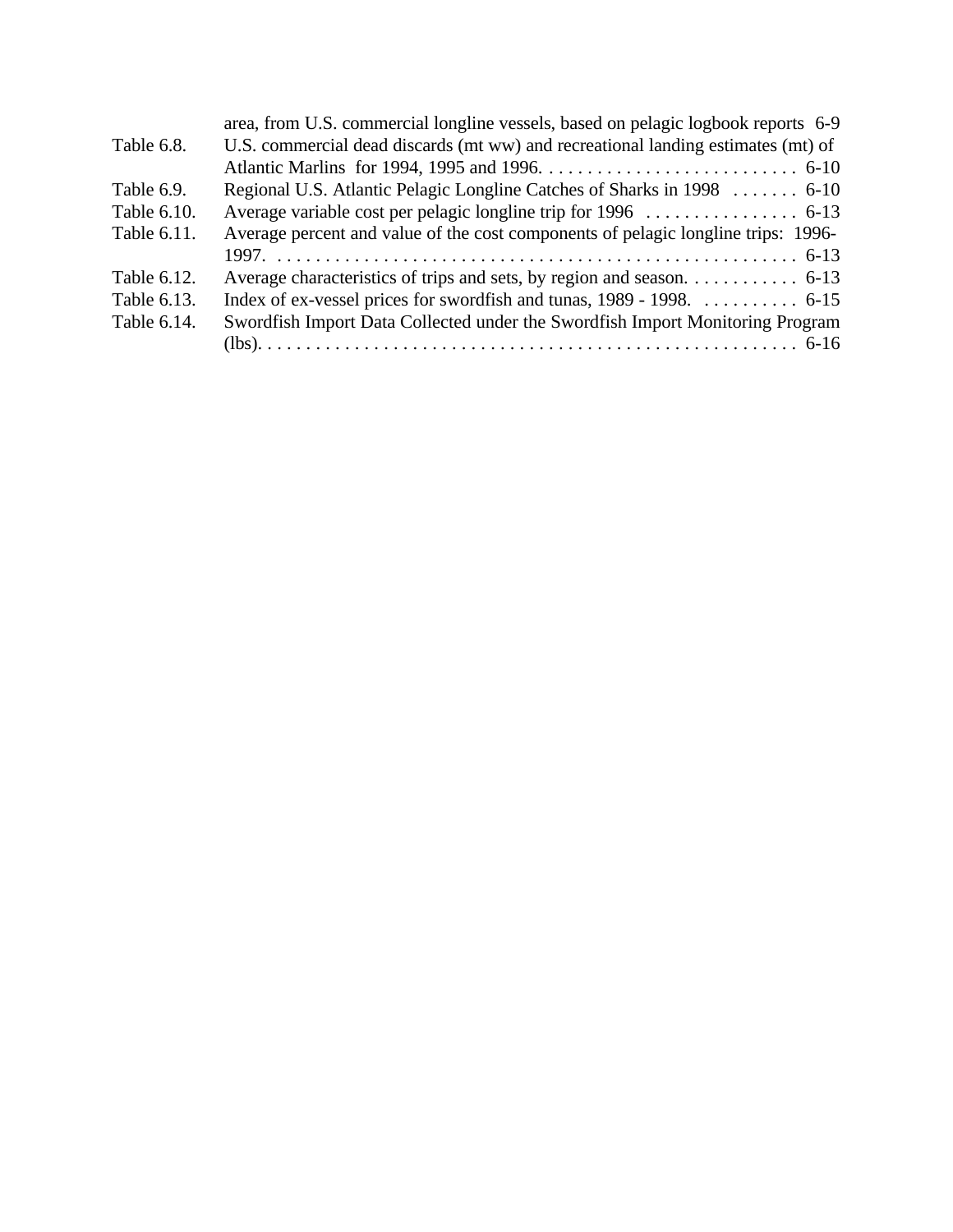area, from U.S. commercial longline vessels, based on pelagic logbook reports 6-9

Table 6.8. U.S. commercial dead discards (mt ww) and recreational landing estimates (mt) of Atlantic Marlins for 1994, 1995 and 1996. . . . . . . . . . . . . . . . . . . . . . . . . . . 6-10

Table 6.9. Regional U.S. Atlantic Pelagic Longline Catches of Sharks in 1998 . . . . . . . 6-10

Table 6.10. Average variable cost per pelagic longline trip for 1996 . . . . . . . . . . . . . . . . 6-13

Table 6.11. Average percent and value of the cost components of pelagic longline trips: 1996-1997. . . . . . . . . . . . . . . . . . . . . . . . . . . . . . . . . . . . . . . . . . . . . . . . . . . . . . . 6-13

Table 6.12. Average characteristics of trips and sets, by region and season. . . . . . . . . . . . 6-13

Table 6.13. Index of ex-vessel prices for swordfish and tunas, 1989 - 1998. . . . . . . . . . . 6-15

Table 6.14. Swordfish Import Data Collected under the Swordfish Import Monitoring Program (lbs). . . . . . . . . . . . . . . . . . . . . . . . . . . . . . . . . . . . . . . . . . . . . . . . . . . . . . . . 6-16